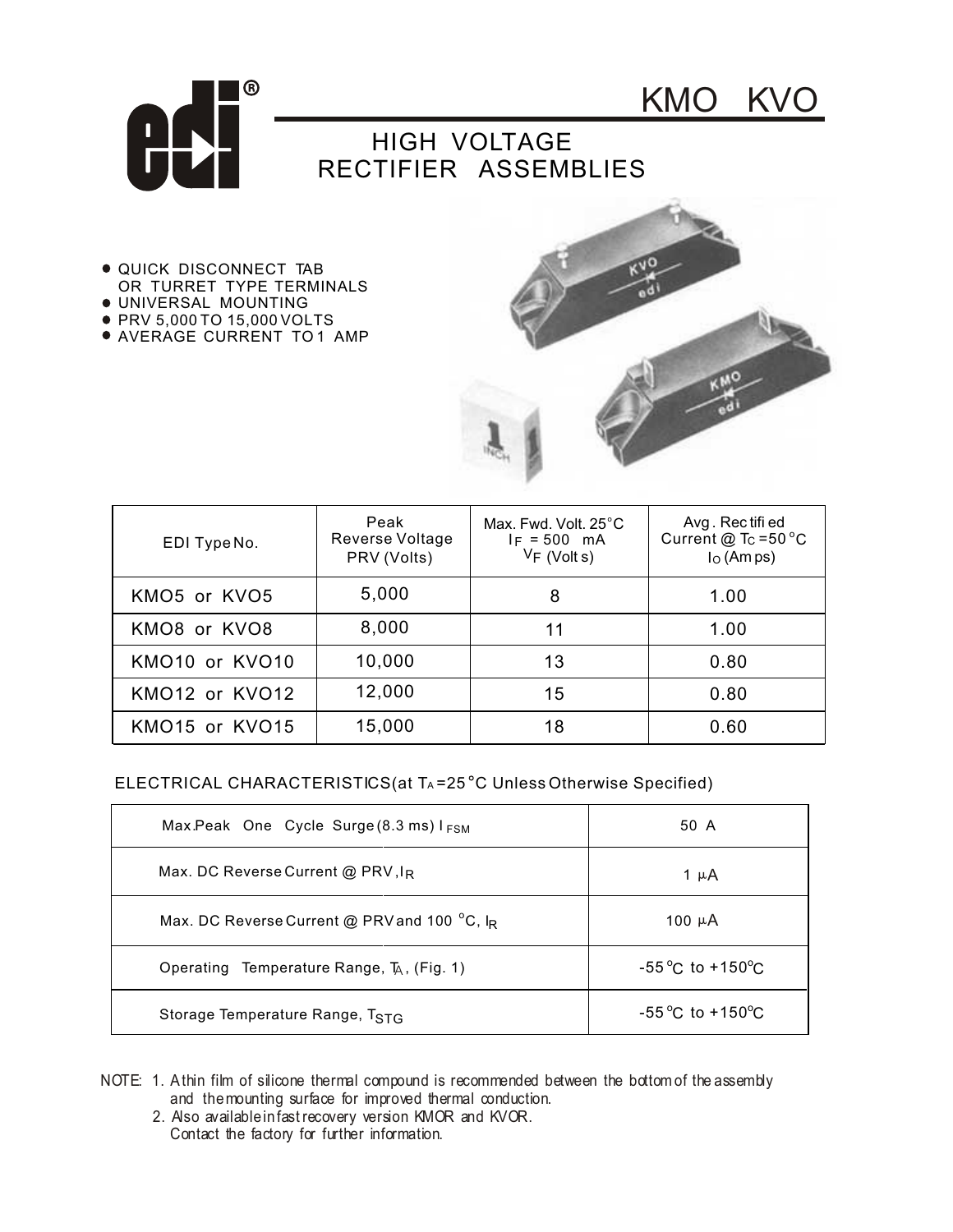# KMO KVO

## HIGH VOLTAGE RECTIFIER ASSEMBLIES

- QUICK DISCONNECT TAB OR TURRET TYPE TERMINALS
- UNIVERSAL MOUNTING
- PRV 5,000 TO 15,000 VOLTS
- AVERAGE CURRENT TO 1 AMP

| EDI Type No. | Peak Reverse Voltage PRV (Volts) | Max. Fwd. Volt. 25°C $I_F$ = 500 mA $V_F$ (Volts) | Avg. Rectified Current @ $T_C$ = 50 °C $I_O$ (Amps) |
|---|---|---|---|
| KMO5 or KVO5 | 5,000 | 8 | 1.00 |
| KMO8 or KVO8 | 8,000 | 11 | 1.00 |
| KMO10 or KVO10 | 10,000 | 13 | 0.80 |
| KMO12 or KVO12 | 12,000 | 15 | 0.80 |
| KMO15 or KVO15 | 15,000 | 18 | 0.60 |

ELECTRICAL CHARACTERISTICS(at $T_A$ = 25 °C Unless Otherwise Specified)

| Parameter | Value |
|---|---|
| Max.Peak One Cycle Surge (8.3 ms) $I_{FSM}$ | 50 A |
| Max. DC Reverse Current @ PRV, $I_R$ | 1 µA |
| Max. DC Reverse Current @ PRV and 100 °C, $I_R$ | 100 µA |
| Operating Temperature Range, $T_A$, (Fig. 1) | -55 °C to +150 °C |
| Storage Temperature Range, $T_{STG}$ | -55 °C to +150 °C |

NOTE: 1. A thin film of silicone thermal compound is recommended between the bottom of the assembly and the mounting surface for improved thermal conduction.
2. Also available in fast recovery version KMOR and KVOR. Contact the factory for further information.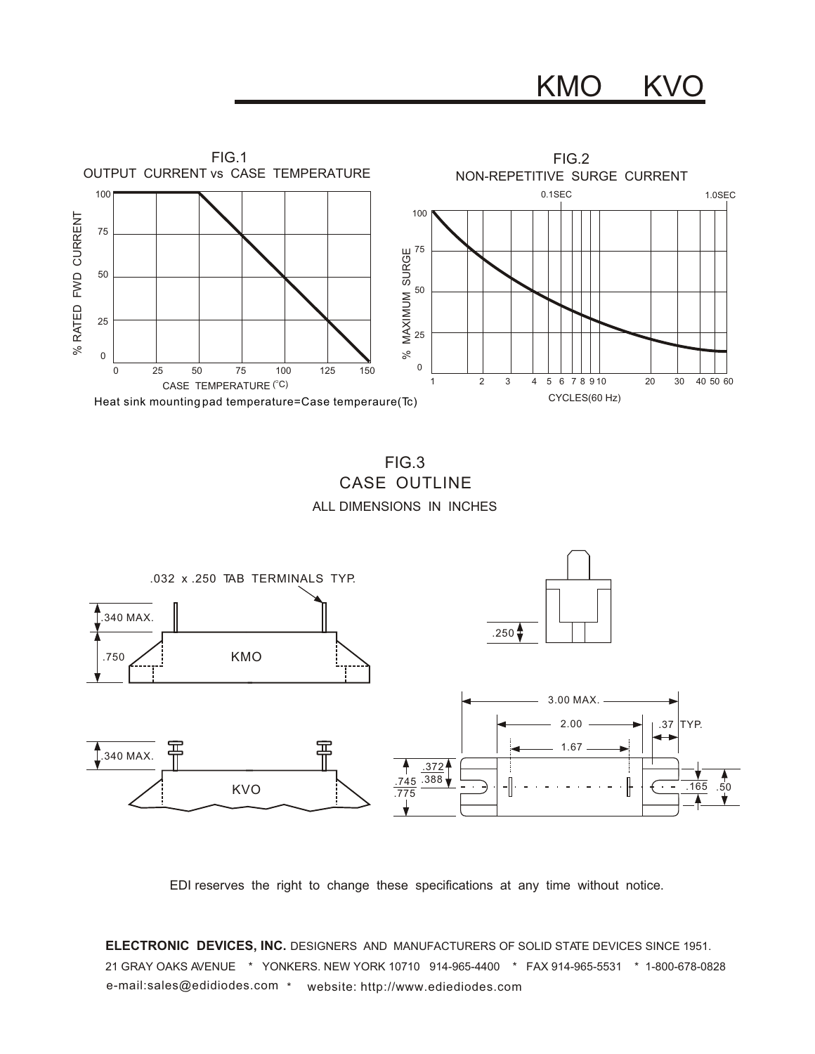# KMO KVO

FIG.1
OUTPUT CURRENT vs CASE TEMPERATURE

% RATED FWD CURRENT

100
75
50
25
0

0 25 50 75 100 125 150

CASE TEMPERATURE (°C)

Heat sink mounting pad temperature=Case temperaure(Tc)

FIG.2
NON-REPETITIVE SURGE CURRENT

0.1SEC
1.0SEC

% MAXIMUM SURGE

100
75
50
25
0

1 2 3 4 5 6 7 8 9 10 20 30 40 50 60

CYCLES(60 Hz)

FIG.3
CASE OUTLINE
ALL DIMENSIONS IN INCHES

.032 x .250 TAB TERMINALS TYP.

.340 MAX.
.750
KMO

.340 MAX.
KVO

.250

3.00 MAX.
2.00
.37 TYP.
1.67
.372
.388
.745
.775
.165
.50

EDI reserves the right to change these specifications at any time without notice.

**ELECTRONIC DEVICES, INC.** DESIGNERS AND MANUFACTURERS OF SOLID STATE DEVICES SINCE 1951.
21 GRAY OAKS AVENUE * YONKERS. NEW YORK 10710 914-965-4400 * FAX 914-965-5531 * 1-800-678-0828
e-mail:sales@edidiodes.com * website: http://www.ediediodes.com